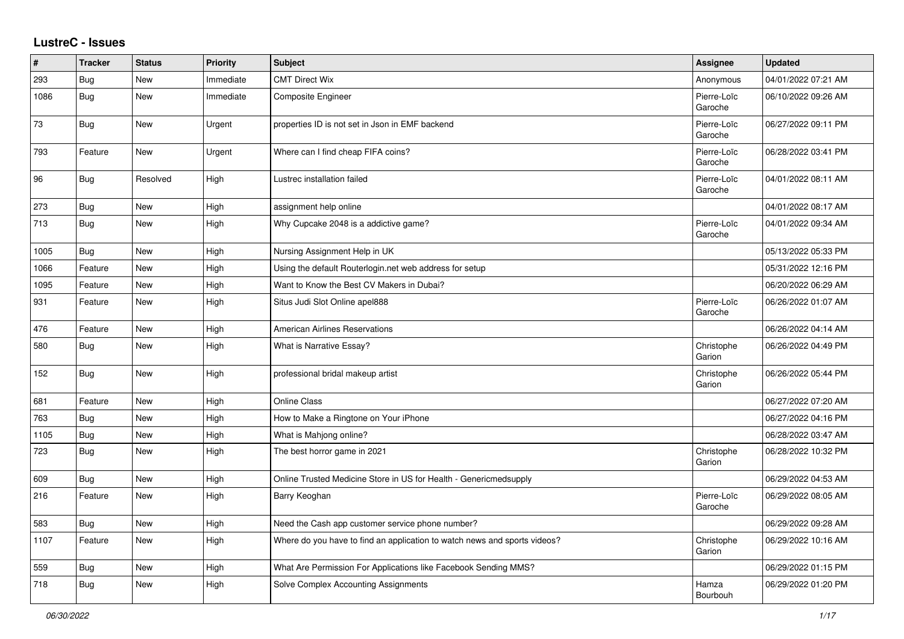## LustreC - Issues

| # | Tracker | Status | Priority | Subject | Assignee | Updated |
|---|---|---|---|---|---|---|
| 293 | Bug | New | Immediate | CMT Direct Wix | Anonymous | 04/01/2022 07:21 AM |
| 1086 | Bug | New | Immediate | Composite Engineer | Pierre-Loïc Garoche | 06/10/2022 09:26 AM |
| 73 | Bug | New | Urgent | properties ID is not set in Json in EMF backend | Pierre-Loïc Garoche | 06/27/2022 09:11 PM |
| 793 | Feature | New | Urgent | Where can I find cheap FIFA coins? | Pierre-Loïc Garoche | 06/28/2022 03:41 PM |
| 96 | Bug | Resolved | High | Lustrec installation failed | Pierre-Loïc Garoche | 04/01/2022 08:11 AM |
| 273 | Bug | New | High | assignment help online | | 04/01/2022 08:17 AM |
| 713 | Bug | New | High | Why Cupcake 2048 is a addictive game? | Pierre-Loïc Garoche | 04/01/2022 09:34 AM |
| 1005 | Bug | New | High | Nursing Assignment Help in UK | | 05/13/2022 05:33 PM |
| 1066 | Feature | New | High | Using the default Routerlogin.net web address for setup | | 05/31/2022 12:16 PM |
| 1095 | Feature | New | High | Want to Know the Best CV Makers in Dubai? | | 06/20/2022 06:29 AM |
| 931 | Feature | New | High | Situs Judi Slot Online apel888 | Pierre-Loïc Garoche | 06/26/2022 01:07 AM |
| 476 | Feature | New | High | American Airlines Reservations | | 06/26/2022 04:14 AM |
| 580 | Bug | New | High | What is Narrative Essay? | Christophe Garion | 06/26/2022 04:49 PM |
| 152 | Bug | New | High | professional bridal makeup artist | Christophe Garion | 06/26/2022 05:44 PM |
| 681 | Feature | New | High | Online Class | | 06/27/2022 07:20 AM |
| 763 | Bug | New | High | How to Make a Ringtone on Your iPhone | | 06/27/2022 04:16 PM |
| 1105 | Bug | New | High | What is Mahjong online? | | 06/28/2022 03:47 AM |
| 723 | Bug | New | High | The best horror game in 2021 | Christophe Garion | 06/28/2022 10:32 PM |
| 609 | Bug | New | High | Online Trusted Medicine Store in US for Health - Genericmedsupply | | 06/29/2022 04:53 AM |
| 216 | Feature | New | High | Barry Keoghan | Pierre-Loïc Garoche | 06/29/2022 08:05 AM |
| 583 | Bug | New | High | Need the Cash app customer service phone number? | | 06/29/2022 09:28 AM |
| 1107 | Feature | New | High | Where do you have to find an application to watch news and sports videos? | Christophe Garion | 06/29/2022 10:16 AM |
| 559 | Bug | New | High | What Are Permission For Applications like Facebook Sending MMS? | | 06/29/2022 01:15 PM |
| 718 | Bug | New | High | Solve Complex Accounting Assignments | Hamza Bourbouh | 06/29/2022 01:20 PM |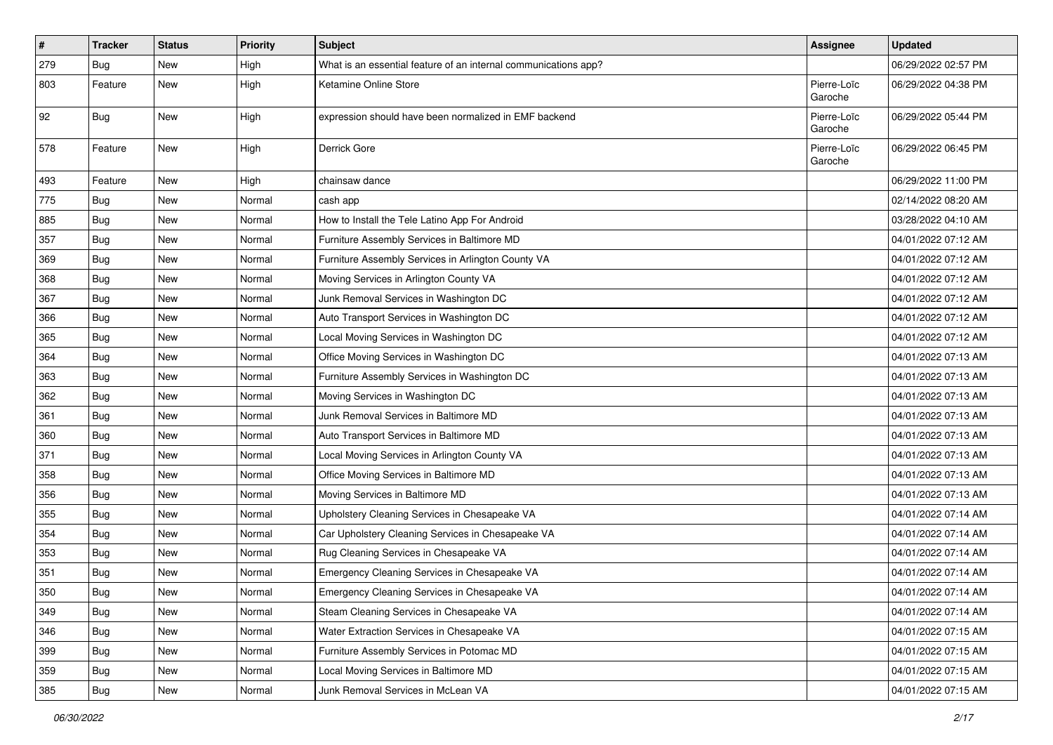| # | Tracker | Status | Priority | Subject | Assignee | Updated |
|---|---|---|---|---|---|---|
| 279 | Bug | New | High | What is an essential feature of an internal communications app? | | 06/29/2022 02:57 PM |
| 803 | Feature | New | High | Ketamine Online Store | Pierre-Loïc Garoche | 06/29/2022 04:38 PM |
| 92 | Bug | New | High | expression should have been normalized in EMF backend | Pierre-Loïc Garoche | 06/29/2022 05:44 PM |
| 578 | Feature | New | High | Derrick Gore | Pierre-Loïc Garoche | 06/29/2022 06:45 PM |
| 493 | Feature | New | High | chainsaw dance | | 06/29/2022 11:00 PM |
| 775 | Bug | New | Normal | cash app | | 02/14/2022 08:20 AM |
| 885 | Bug | New | Normal | How to Install the Tele Latino App For Android | | 03/28/2022 04:10 AM |
| 357 | Bug | New | Normal | Furniture Assembly Services in Baltimore MD | | 04/01/2022 07:12 AM |
| 369 | Bug | New | Normal | Furniture Assembly Services in Arlington County VA | | 04/01/2022 07:12 AM |
| 368 | Bug | New | Normal | Moving Services in Arlington County VA | | 04/01/2022 07:12 AM |
| 367 | Bug | New | Normal | Junk Removal Services in Washington DC | | 04/01/2022 07:12 AM |
| 366 | Bug | New | Normal | Auto Transport Services in Washington DC | | 04/01/2022 07:12 AM |
| 365 | Bug | New | Normal | Local Moving Services in Washington DC | | 04/01/2022 07:12 AM |
| 364 | Bug | New | Normal | Office Moving Services in Washington DC | | 04/01/2022 07:13 AM |
| 363 | Bug | New | Normal | Furniture Assembly Services in Washington DC | | 04/01/2022 07:13 AM |
| 362 | Bug | New | Normal | Moving Services in Washington DC | | 04/01/2022 07:13 AM |
| 361 | Bug | New | Normal | Junk Removal Services in Baltimore MD | | 04/01/2022 07:13 AM |
| 360 | Bug | New | Normal | Auto Transport Services in Baltimore MD | | 04/01/2022 07:13 AM |
| 371 | Bug | New | Normal | Local Moving Services in Arlington County VA | | 04/01/2022 07:13 AM |
| 358 | Bug | New | Normal | Office Moving Services in Baltimore MD | | 04/01/2022 07:13 AM |
| 356 | Bug | New | Normal | Moving Services in Baltimore MD | | 04/01/2022 07:13 AM |
| 355 | Bug | New | Normal | Upholstery Cleaning Services in Chesapeake VA | | 04/01/2022 07:14 AM |
| 354 | Bug | New | Normal | Car Upholstery Cleaning Services in Chesapeake VA | | 04/01/2022 07:14 AM |
| 353 | Bug | New | Normal | Rug Cleaning Services in Chesapeake VA | | 04/01/2022 07:14 AM |
| 351 | Bug | New | Normal | Emergency Cleaning Services in Chesapeake VA | | 04/01/2022 07:14 AM |
| 350 | Bug | New | Normal | Emergency Cleaning Services in Chesapeake VA | | 04/01/2022 07:14 AM |
| 349 | Bug | New | Normal | Steam Cleaning Services in Chesapeake VA | | 04/01/2022 07:14 AM |
| 346 | Bug | New | Normal | Water Extraction Services in Chesapeake VA | | 04/01/2022 07:15 AM |
| 399 | Bug | New | Normal | Furniture Assembly Services in Potomac MD | | 04/01/2022 07:15 AM |
| 359 | Bug | New | Normal | Local Moving Services in Baltimore MD | | 04/01/2022 07:15 AM |
| 385 | Bug | New | Normal | Junk Removal Services in McLean VA | | 04/01/2022 07:15 AM |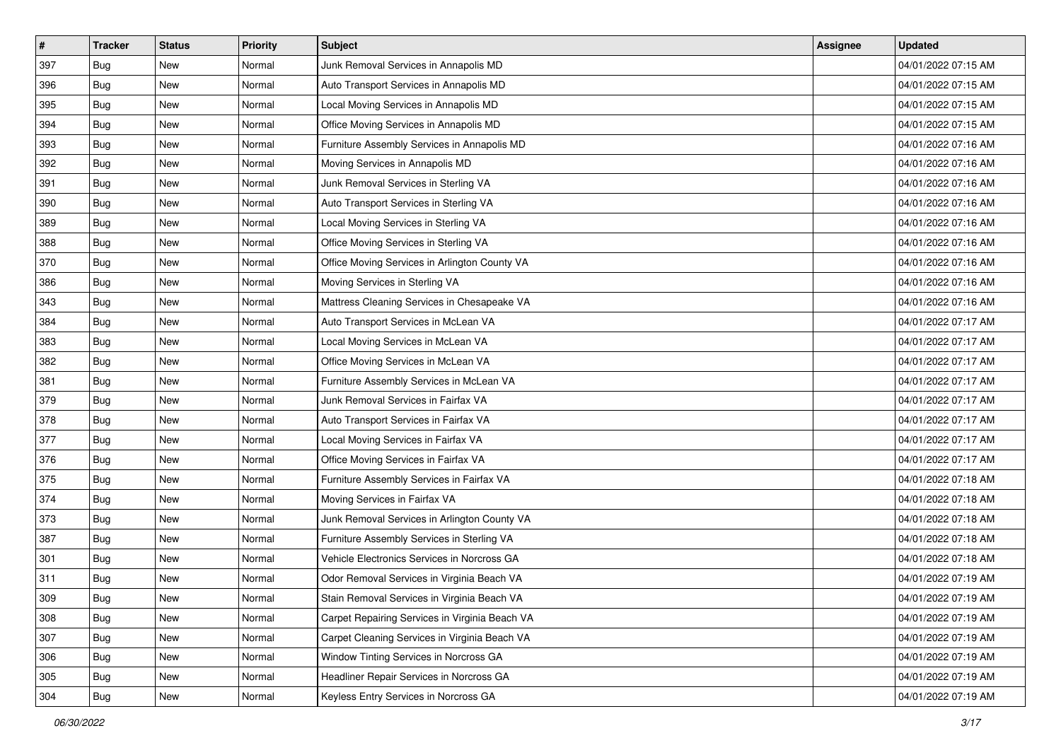| # | Tracker | Status | Priority | Subject | Assignee | Updated |
|---|---|---|---|---|---|---|
| 397 | Bug | New | Normal | Junk Removal Services in Annapolis MD | | 04/01/2022 07:15 AM |
| 396 | Bug | New | Normal | Auto Transport Services in Annapolis MD | | 04/01/2022 07:15 AM |
| 395 | Bug | New | Normal | Local Moving Services in Annapolis MD | | 04/01/2022 07:15 AM |
| 394 | Bug | New | Normal | Office Moving Services in Annapolis MD | | 04/01/2022 07:15 AM |
| 393 | Bug | New | Normal | Furniture Assembly Services in Annapolis MD | | 04/01/2022 07:16 AM |
| 392 | Bug | New | Normal | Moving Services in Annapolis MD | | 04/01/2022 07:16 AM |
| 391 | Bug | New | Normal | Junk Removal Services in Sterling VA | | 04/01/2022 07:16 AM |
| 390 | Bug | New | Normal | Auto Transport Services in Sterling VA | | 04/01/2022 07:16 AM |
| 389 | Bug | New | Normal | Local Moving Services in Sterling VA | | 04/01/2022 07:16 AM |
| 388 | Bug | New | Normal | Office Moving Services in Sterling VA | | 04/01/2022 07:16 AM |
| 370 | Bug | New | Normal | Office Moving Services in Arlington County VA | | 04/01/2022 07:16 AM |
| 386 | Bug | New | Normal | Moving Services in Sterling VA | | 04/01/2022 07:16 AM |
| 343 | Bug | New | Normal | Mattress Cleaning Services in Chesapeake VA | | 04/01/2022 07:16 AM |
| 384 | Bug | New | Normal | Auto Transport Services in McLean VA | | 04/01/2022 07:17 AM |
| 383 | Bug | New | Normal | Local Moving Services in McLean VA | | 04/01/2022 07:17 AM |
| 382 | Bug | New | Normal | Office Moving Services in McLean VA | | 04/01/2022 07:17 AM |
| 381 | Bug | New | Normal | Furniture Assembly Services in McLean VA | | 04/01/2022 07:17 AM |
| 379 | Bug | New | Normal | Junk Removal Services in Fairfax VA | | 04/01/2022 07:17 AM |
| 378 | Bug | New | Normal | Auto Transport Services in Fairfax VA | | 04/01/2022 07:17 AM |
| 377 | Bug | New | Normal | Local Moving Services in Fairfax VA | | 04/01/2022 07:17 AM |
| 376 | Bug | New | Normal | Office Moving Services in Fairfax VA | | 04/01/2022 07:17 AM |
| 375 | Bug | New | Normal | Furniture Assembly Services in Fairfax VA | | 04/01/2022 07:18 AM |
| 374 | Bug | New | Normal | Moving Services in Fairfax VA | | 04/01/2022 07:18 AM |
| 373 | Bug | New | Normal | Junk Removal Services in Arlington County VA | | 04/01/2022 07:18 AM |
| 387 | Bug | New | Normal | Furniture Assembly Services in Sterling VA | | 04/01/2022 07:18 AM |
| 301 | Bug | New | Normal | Vehicle Electronics Services in Norcross GA | | 04/01/2022 07:18 AM |
| 311 | Bug | New | Normal | Odor Removal Services in Virginia Beach VA | | 04/01/2022 07:19 AM |
| 309 | Bug | New | Normal | Stain Removal Services in Virginia Beach VA | | 04/01/2022 07:19 AM |
| 308 | Bug | New | Normal | Carpet Repairing Services in Virginia Beach VA | | 04/01/2022 07:19 AM |
| 307 | Bug | New | Normal | Carpet Cleaning Services in Virginia Beach VA | | 04/01/2022 07:19 AM |
| 306 | Bug | New | Normal | Window Tinting Services in Norcross GA | | 04/01/2022 07:19 AM |
| 305 | Bug | New | Normal | Headliner Repair Services in Norcross GA | | 04/01/2022 07:19 AM |
| 304 | Bug | New | Normal | Keyless Entry Services in Norcross GA | | 04/01/2022 07:19 AM |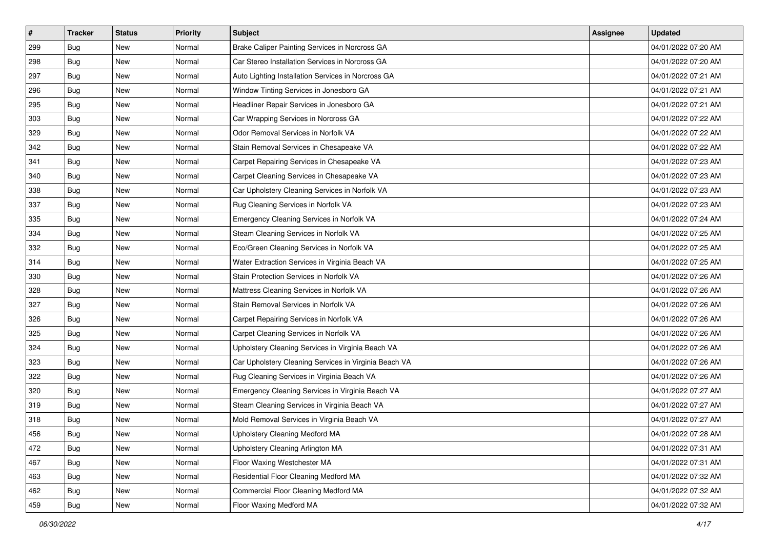| # | Tracker | Status | Priority | Subject | Assignee | Updated |
| --- | --- | --- | --- | --- | --- | --- |
| 299 | Bug | New | Normal | Brake Caliper Painting Services in Norcross GA | | 04/01/2022 07:20 AM |
| 298 | Bug | New | Normal | Car Stereo Installation Services in Norcross GA | | 04/01/2022 07:20 AM |
| 297 | Bug | New | Normal | Auto Lighting Installation Services in Norcross GA | | 04/01/2022 07:21 AM |
| 296 | Bug | New | Normal | Window Tinting Services in Jonesboro GA | | 04/01/2022 07:21 AM |
| 295 | Bug | New | Normal | Headliner Repair Services in Jonesboro GA | | 04/01/2022 07:21 AM |
| 303 | Bug | New | Normal | Car Wrapping Services in Norcross GA | | 04/01/2022 07:22 AM |
| 329 | Bug | New | Normal | Odor Removal Services in Norfolk VA | | 04/01/2022 07:22 AM |
| 342 | Bug | New | Normal | Stain Removal Services in Chesapeake VA | | 04/01/2022 07:22 AM |
| 341 | Bug | New | Normal | Carpet Repairing Services in Chesapeake VA | | 04/01/2022 07:23 AM |
| 340 | Bug | New | Normal | Carpet Cleaning Services in Chesapeake VA | | 04/01/2022 07:23 AM |
| 338 | Bug | New | Normal | Car Upholstery Cleaning Services in Norfolk VA | | 04/01/2022 07:23 AM |
| 337 | Bug | New | Normal | Rug Cleaning Services in Norfolk VA | | 04/01/2022 07:23 AM |
| 335 | Bug | New | Normal | Emergency Cleaning Services in Norfolk VA | | 04/01/2022 07:24 AM |
| 334 | Bug | New | Normal | Steam Cleaning Services in Norfolk VA | | 04/01/2022 07:25 AM |
| 332 | Bug | New | Normal | Eco/Green Cleaning Services in Norfolk VA | | 04/01/2022 07:25 AM |
| 314 | Bug | New | Normal | Water Extraction Services in Virginia Beach VA | | 04/01/2022 07:25 AM |
| 330 | Bug | New | Normal | Stain Protection Services in Norfolk VA | | 04/01/2022 07:26 AM |
| 328 | Bug | New | Normal | Mattress Cleaning Services in Norfolk VA | | 04/01/2022 07:26 AM |
| 327 | Bug | New | Normal | Stain Removal Services in Norfolk VA | | 04/01/2022 07:26 AM |
| 326 | Bug | New | Normal | Carpet Repairing Services in Norfolk VA | | 04/01/2022 07:26 AM |
| 325 | Bug | New | Normal | Carpet Cleaning Services in Norfolk VA | | 04/01/2022 07:26 AM |
| 324 | Bug | New | Normal | Upholstery Cleaning Services in Virginia Beach VA | | 04/01/2022 07:26 AM |
| 323 | Bug | New | Normal | Car Upholstery Cleaning Services in Virginia Beach VA | | 04/01/2022 07:26 AM |
| 322 | Bug | New | Normal | Rug Cleaning Services in Virginia Beach VA | | 04/01/2022 07:26 AM |
| 320 | Bug | New | Normal | Emergency Cleaning Services in Virginia Beach VA | | 04/01/2022 07:27 AM |
| 319 | Bug | New | Normal | Steam Cleaning Services in Virginia Beach VA | | 04/01/2022 07:27 AM |
| 318 | Bug | New | Normal | Mold Removal Services in Virginia Beach VA | | 04/01/2022 07:27 AM |
| 456 | Bug | New | Normal | Upholstery Cleaning Medford MA | | 04/01/2022 07:28 AM |
| 472 | Bug | New | Normal | Upholstery Cleaning Arlington MA | | 04/01/2022 07:31 AM |
| 467 | Bug | New | Normal | Floor Waxing Westchester MA | | 04/01/2022 07:31 AM |
| 463 | Bug | New | Normal | Residential Floor Cleaning Medford MA | | 04/01/2022 07:32 AM |
| 462 | Bug | New | Normal | Commercial Floor Cleaning Medford MA | | 04/01/2022 07:32 AM |
| 459 | Bug | New | Normal | Floor Waxing Medford MA | | 04/01/2022 07:32 AM |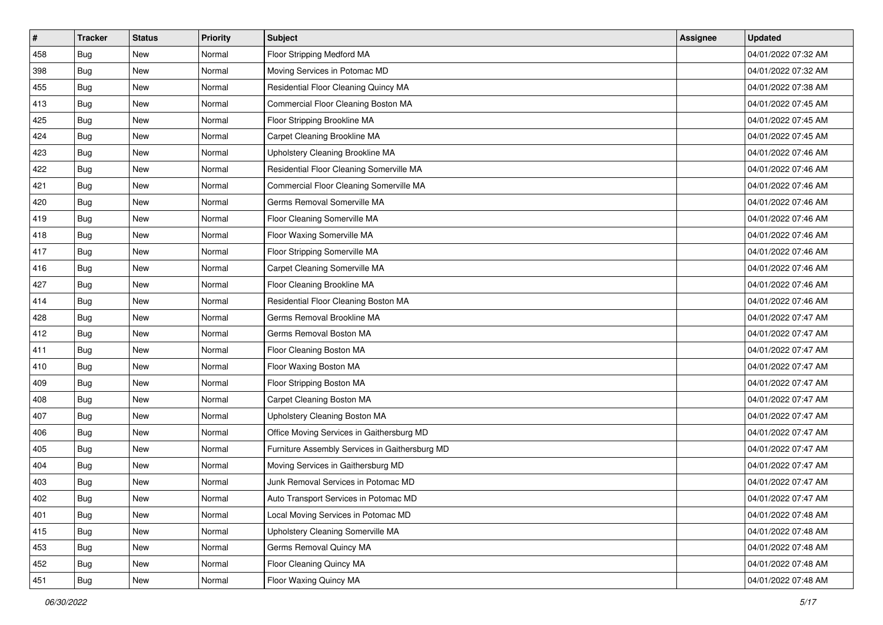| # | Tracker | Status | Priority | Subject | Assignee | Updated |
|---|---|---|---|---|---|---|
| 458 | Bug | New | Normal | Floor Stripping Medford MA | | 04/01/2022 07:32 AM |
| 398 | Bug | New | Normal | Moving Services in Potomac MD | | 04/01/2022 07:32 AM |
| 455 | Bug | New | Normal | Residential Floor Cleaning Quincy MA | | 04/01/2022 07:38 AM |
| 413 | Bug | New | Normal | Commercial Floor Cleaning Boston MA | | 04/01/2022 07:45 AM |
| 425 | Bug | New | Normal | Floor Stripping Brookline MA | | 04/01/2022 07:45 AM |
| 424 | Bug | New | Normal | Carpet Cleaning Brookline MA | | 04/01/2022 07:45 AM |
| 423 | Bug | New | Normal | Upholstery Cleaning Brookline MA | | 04/01/2022 07:46 AM |
| 422 | Bug | New | Normal | Residential Floor Cleaning Somerville MA | | 04/01/2022 07:46 AM |
| 421 | Bug | New | Normal | Commercial Floor Cleaning Somerville MA | | 04/01/2022 07:46 AM |
| 420 | Bug | New | Normal | Germs Removal Somerville MA | | 04/01/2022 07:46 AM |
| 419 | Bug | New | Normal | Floor Cleaning Somerville MA | | 04/01/2022 07:46 AM |
| 418 | Bug | New | Normal | Floor Waxing Somerville MA | | 04/01/2022 07:46 AM |
| 417 | Bug | New | Normal | Floor Stripping Somerville MA | | 04/01/2022 07:46 AM |
| 416 | Bug | New | Normal | Carpet Cleaning Somerville MA | | 04/01/2022 07:46 AM |
| 427 | Bug | New | Normal | Floor Cleaning Brookline MA | | 04/01/2022 07:46 AM |
| 414 | Bug | New | Normal | Residential Floor Cleaning Boston MA | | 04/01/2022 07:46 AM |
| 428 | Bug | New | Normal | Germs Removal Brookline MA | | 04/01/2022 07:47 AM |
| 412 | Bug | New | Normal | Germs Removal Boston MA | | 04/01/2022 07:47 AM |
| 411 | Bug | New | Normal | Floor Cleaning Boston MA | | 04/01/2022 07:47 AM |
| 410 | Bug | New | Normal | Floor Waxing Boston MA | | 04/01/2022 07:47 AM |
| 409 | Bug | New | Normal | Floor Stripping Boston MA | | 04/01/2022 07:47 AM |
| 408 | Bug | New | Normal | Carpet Cleaning Boston MA | | 04/01/2022 07:47 AM |
| 407 | Bug | New | Normal | Upholstery Cleaning Boston MA | | 04/01/2022 07:47 AM |
| 406 | Bug | New | Normal | Office Moving Services in Gaithersburg MD | | 04/01/2022 07:47 AM |
| 405 | Bug | New | Normal | Furniture Assembly Services in Gaithersburg MD | | 04/01/2022 07:47 AM |
| 404 | Bug | New | Normal | Moving Services in Gaithersburg MD | | 04/01/2022 07:47 AM |
| 403 | Bug | New | Normal | Junk Removal Services in Potomac MD | | 04/01/2022 07:47 AM |
| 402 | Bug | New | Normal | Auto Transport Services in Potomac MD | | 04/01/2022 07:47 AM |
| 401 | Bug | New | Normal | Local Moving Services in Potomac MD | | 04/01/2022 07:48 AM |
| 415 | Bug | New | Normal | Upholstery Cleaning Somerville MA | | 04/01/2022 07:48 AM |
| 453 | Bug | New | Normal | Germs Removal Quincy MA | | 04/01/2022 07:48 AM |
| 452 | Bug | New | Normal | Floor Cleaning Quincy MA | | 04/01/2022 07:48 AM |
| 451 | Bug | New | Normal | Floor Waxing Quincy MA | | 04/01/2022 07:48 AM |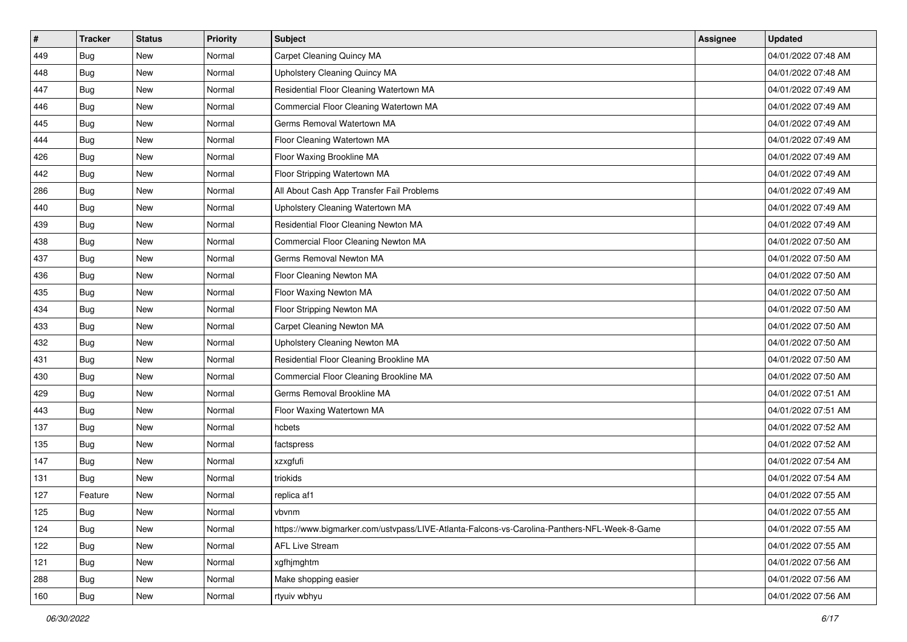| # | Tracker | Status | Priority | Subject | Assignee | Updated |
|---|---|---|---|---|---|---|
| 449 | Bug | New | Normal | Carpet Cleaning Quincy MA | | 04/01/2022 07:48 AM |
| 448 | Bug | New | Normal | Upholstery Cleaning Quincy MA | | 04/01/2022 07:48 AM |
| 447 | Bug | New | Normal | Residential Floor Cleaning Watertown MA | | 04/01/2022 07:49 AM |
| 446 | Bug | New | Normal | Commercial Floor Cleaning Watertown MA | | 04/01/2022 07:49 AM |
| 445 | Bug | New | Normal | Germs Removal Watertown MA | | 04/01/2022 07:49 AM |
| 444 | Bug | New | Normal | Floor Cleaning Watertown MA | | 04/01/2022 07:49 AM |
| 426 | Bug | New | Normal | Floor Waxing Brookline MA | | 04/01/2022 07:49 AM |
| 442 | Bug | New | Normal | Floor Stripping Watertown MA | | 04/01/2022 07:49 AM |
| 286 | Bug | New | Normal | All About Cash App Transfer Fail Problems | | 04/01/2022 07:49 AM |
| 440 | Bug | New | Normal | Upholstery Cleaning Watertown MA | | 04/01/2022 07:49 AM |
| 439 | Bug | New | Normal | Residential Floor Cleaning Newton MA | | 04/01/2022 07:49 AM |
| 438 | Bug | New | Normal | Commercial Floor Cleaning Newton MA | | 04/01/2022 07:50 AM |
| 437 | Bug | New | Normal | Germs Removal Newton MA | | 04/01/2022 07:50 AM |
| 436 | Bug | New | Normal | Floor Cleaning Newton MA | | 04/01/2022 07:50 AM |
| 435 | Bug | New | Normal | Floor Waxing Newton MA | | 04/01/2022 07:50 AM |
| 434 | Bug | New | Normal | Floor Stripping Newton MA | | 04/01/2022 07:50 AM |
| 433 | Bug | New | Normal | Carpet Cleaning Newton MA | | 04/01/2022 07:50 AM |
| 432 | Bug | New | Normal | Upholstery Cleaning Newton MA | | 04/01/2022 07:50 AM |
| 431 | Bug | New | Normal | Residential Floor Cleaning Brookline MA | | 04/01/2022 07:50 AM |
| 430 | Bug | New | Normal | Commercial Floor Cleaning Brookline MA | | 04/01/2022 07:50 AM |
| 429 | Bug | New | Normal | Germs Removal Brookline MA | | 04/01/2022 07:51 AM |
| 443 | Bug | New | Normal | Floor Waxing Watertown MA | | 04/01/2022 07:51 AM |
| 137 | Bug | New | Normal | hcbets | | 04/01/2022 07:52 AM |
| 135 | Bug | New | Normal | factspress | | 04/01/2022 07:52 AM |
| 147 | Bug | New | Normal | xzxgfufi | | 04/01/2022 07:54 AM |
| 131 | Bug | New | Normal | triokids | | 04/01/2022 07:54 AM |
| 127 | Feature | New | Normal | replica af1 | | 04/01/2022 07:55 AM |
| 125 | Bug | New | Normal | vbvnm | | 04/01/2022 07:55 AM |
| 124 | Bug | New | Normal | https://www.bigmarker.com/ustvpass/LIVE-Atlanta-Falcons-vs-Carolina-Panthers-NFL-Week-8-Game | | 04/01/2022 07:55 AM |
| 122 | Bug | New | Normal | AFL Live Stream | | 04/01/2022 07:55 AM |
| 121 | Bug | New | Normal | xgfhjmghtm | | 04/01/2022 07:56 AM |
| 288 | Bug | New | Normal | Make shopping easier | | 04/01/2022 07:56 AM |
| 160 | Bug | New | Normal | rtyuiv wbhyu | | 04/01/2022 07:56 AM |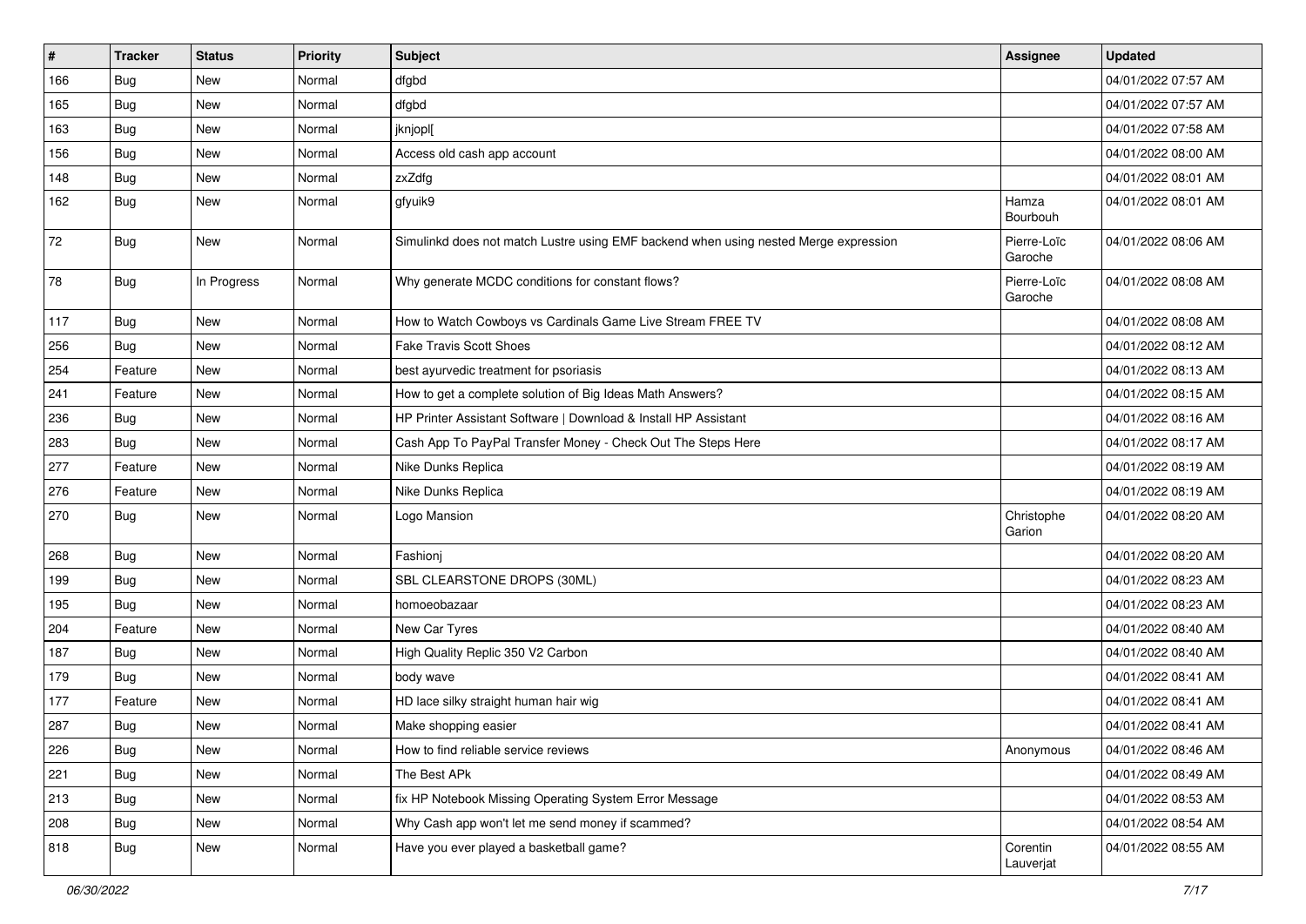| # | Tracker | Status | Priority | Subject | Assignee | Updated |
| --- | --- | --- | --- | --- | --- | --- |
| 166 | Bug | New | Normal | dfgbd | | 04/01/2022 07:57 AM |
| 165 | Bug | New | Normal | dfgbd | | 04/01/2022 07:57 AM |
| 163 | Bug | New | Normal | jknjopl[ | | 04/01/2022 07:58 AM |
| 156 | Bug | New | Normal | Access old cash app account | | 04/01/2022 08:00 AM |
| 148 | Bug | New | Normal | zxZdfg | | 04/01/2022 08:01 AM |
| 162 | Bug | New | Normal | gfyuik9 | Hamza Bourbouh | 04/01/2022 08:01 AM |
| 72 | Bug | New | Normal | Simulinkd does not match Lustre using EMF backend when using nested Merge expression | Pierre-Loïc Garoche | 04/01/2022 08:06 AM |
| 78 | Bug | In Progress | Normal | Why generate MCDC conditions for constant flows? | Pierre-Loïc Garoche | 04/01/2022 08:08 AM |
| 117 | Bug | New | Normal | How to Watch Cowboys vs Cardinals Game Live Stream FREE TV | | 04/01/2022 08:08 AM |
| 256 | Bug | New | Normal | Fake Travis Scott Shoes | | 04/01/2022 08:12 AM |
| 254 | Feature | New | Normal | best ayurvedic treatment for psoriasis | | 04/01/2022 08:13 AM |
| 241 | Feature | New | Normal | How to get a complete solution of Big Ideas Math Answers? | | 04/01/2022 08:15 AM |
| 236 | Bug | New | Normal | HP Printer Assistant Software \| Download & Install HP Assistant | | 04/01/2022 08:16 AM |
| 283 | Bug | New | Normal | Cash App To PayPal Transfer Money - Check Out The Steps Here | | 04/01/2022 08:17 AM |
| 277 | Feature | New | Normal | Nike Dunks Replica | | 04/01/2022 08:19 AM |
| 276 | Feature | New | Normal | Nike Dunks Replica | | 04/01/2022 08:19 AM |
| 270 | Bug | New | Normal | Logo Mansion | Christophe Garion | 04/01/2022 08:20 AM |
| 268 | Bug | New | Normal | Fashionj | | 04/01/2022 08:20 AM |
| 199 | Bug | New | Normal | SBL CLEARSTONE DROPS (30ML) | | 04/01/2022 08:23 AM |
| 195 | Bug | New | Normal | homoeobazaar | | 04/01/2022 08:23 AM |
| 204 | Feature | New | Normal | New Car Tyres | | 04/01/2022 08:40 AM |
| 187 | Bug | New | Normal | High Quality Replic 350 V2 Carbon | | 04/01/2022 08:40 AM |
| 179 | Bug | New | Normal | body wave | | 04/01/2022 08:41 AM |
| 177 | Feature | New | Normal | HD lace silky straight human hair wig | | 04/01/2022 08:41 AM |
| 287 | Bug | New | Normal | Make shopping easier | | 04/01/2022 08:41 AM |
| 226 | Bug | New | Normal | How to find reliable service reviews | Anonymous | 04/01/2022 08:46 AM |
| 221 | Bug | New | Normal | The Best APk | | 04/01/2022 08:49 AM |
| 213 | Bug | New | Normal | fix HP Notebook Missing Operating System Error Message | | 04/01/2022 08:53 AM |
| 208 | Bug | New | Normal | Why Cash app won't let me send money if scammed? | | 04/01/2022 08:54 AM |
| 818 | Bug | New | Normal | Have you ever played a basketball game? | Corentin Lauverjat | 04/01/2022 08:55 AM |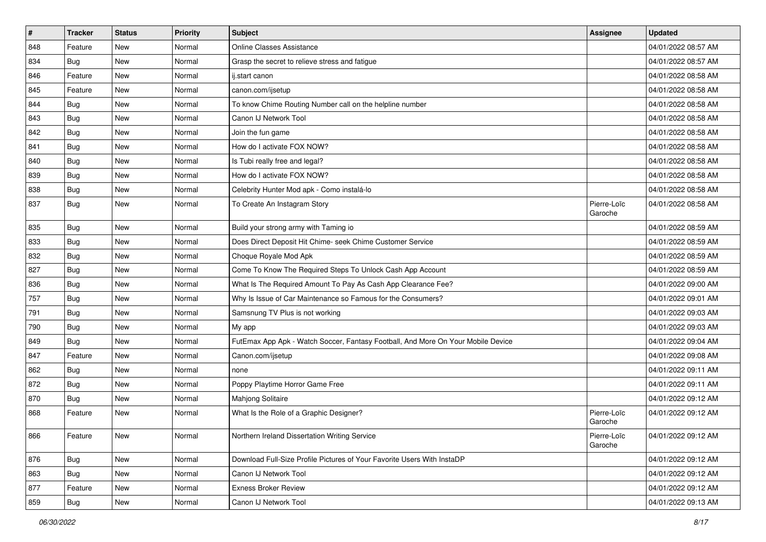| # | Tracker | Status | Priority | Subject | Assignee | Updated |
| --- | --- | --- | --- | --- | --- | --- |
| 848 | Feature | New | Normal | Online Classes Assistance | | 04/01/2022 08:57 AM |
| 834 | Bug | New | Normal | Grasp the secret to relieve stress and fatigue | | 04/01/2022 08:57 AM |
| 846 | Feature | New | Normal | ij.start canon | | 04/01/2022 08:58 AM |
| 845 | Feature | New | Normal | canon.com/ijsetup | | 04/01/2022 08:58 AM |
| 844 | Bug | New | Normal | To know Chime Routing Number call on the helpline number | | 04/01/2022 08:58 AM |
| 843 | Bug | New | Normal | Canon IJ Network Tool | | 04/01/2022 08:58 AM |
| 842 | Bug | New | Normal | Join the fun game | | 04/01/2022 08:58 AM |
| 841 | Bug | New | Normal | How do I activate FOX NOW? | | 04/01/2022 08:58 AM |
| 840 | Bug | New | Normal | Is Tubi really free and legal? | | 04/01/2022 08:58 AM |
| 839 | Bug | New | Normal | How do I activate FOX NOW? | | 04/01/2022 08:58 AM |
| 838 | Bug | New | Normal | Celebrity Hunter Mod apk - Como instalá-lo | | 04/01/2022 08:58 AM |
| 837 | Bug | New | Normal | To Create An Instagram Story | Pierre-Loïc Garoche | 04/01/2022 08:58 AM |
| 835 | Bug | New | Normal | Build your strong army with Taming io | | 04/01/2022 08:59 AM |
| 833 | Bug | New | Normal | Does Direct Deposit Hit Chime- seek Chime Customer Service | | 04/01/2022 08:59 AM |
| 832 | Bug | New | Normal | Choque Royale Mod Apk | | 04/01/2022 08:59 AM |
| 827 | Bug | New | Normal | Come To Know The Required Steps To Unlock Cash App Account | | 04/01/2022 08:59 AM |
| 836 | Bug | New | Normal | What Is The Required Amount To Pay As Cash App Clearance Fee? | | 04/01/2022 09:00 AM |
| 757 | Bug | New | Normal | Why Is Issue of Car Maintenance so Famous for the Consumers? | | 04/01/2022 09:01 AM |
| 791 | Bug | New | Normal | Samsnung TV Plus is not working | | 04/01/2022 09:03 AM |
| 790 | Bug | New | Normal | My app | | 04/01/2022 09:03 AM |
| 849 | Bug | New | Normal | FutEmax App Apk - Watch Soccer, Fantasy Football, And More On Your Mobile Device | | 04/01/2022 09:04 AM |
| 847 | Feature | New | Normal | Canon.com/ijsetup | | 04/01/2022 09:08 AM |
| 862 | Bug | New | Normal | none | | 04/01/2022 09:11 AM |
| 872 | Bug | New | Normal | Poppy Playtime Horror Game Free | | 04/01/2022 09:11 AM |
| 870 | Bug | New | Normal | Mahjong Solitaire | | 04/01/2022 09:12 AM |
| 868 | Feature | New | Normal | What Is the Role of a Graphic Designer? | Pierre-Loïc Garoche | 04/01/2022 09:12 AM |
| 866 | Feature | New | Normal | Northern Ireland Dissertation Writing Service | Pierre-Loïc Garoche | 04/01/2022 09:12 AM |
| 876 | Bug | New | Normal | Download Full-Size Profile Pictures of Your Favorite Users With InstaDP | | 04/01/2022 09:12 AM |
| 863 | Bug | New | Normal | Canon IJ Network Tool | | 04/01/2022 09:12 AM |
| 877 | Feature | New | Normal | Exness Broker Review | | 04/01/2022 09:12 AM |
| 859 | Bug | New | Normal | Canon IJ Network Tool | | 04/01/2022 09:13 AM |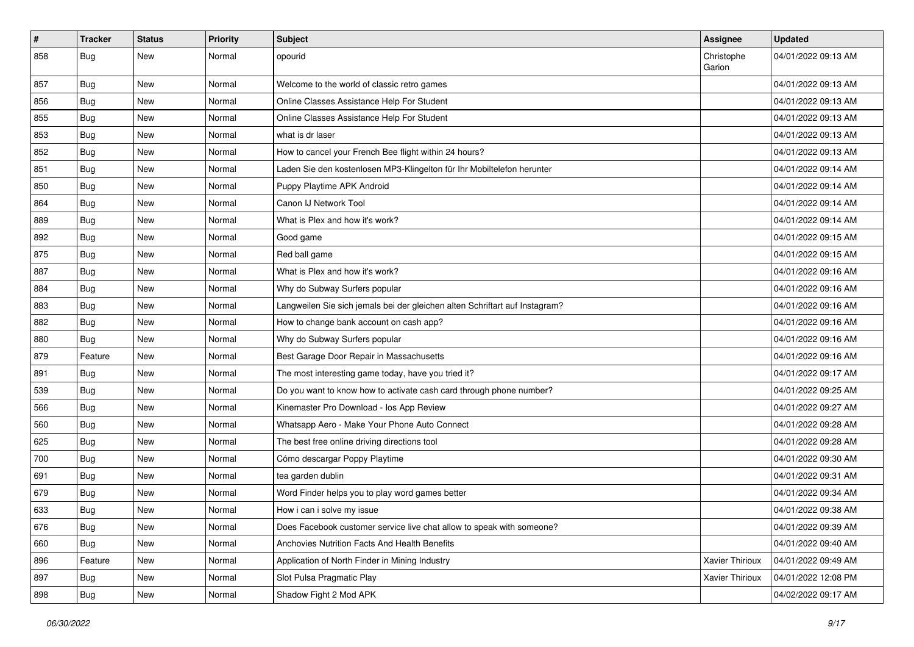| # | Tracker | Status | Priority | Subject | Assignee | Updated |
| --- | --- | --- | --- | --- | --- | --- |
| 858 | Bug | New | Normal | opourid | Christophe Garion | 04/01/2022 09:13 AM |
| 857 | Bug | New | Normal | Welcome to the world of classic retro games | | 04/01/2022 09:13 AM |
| 856 | Bug | New | Normal | Online Classes Assistance Help For Student | | 04/01/2022 09:13 AM |
| 855 | Bug | New | Normal | Online Classes Assistance Help For Student | | 04/01/2022 09:13 AM |
| 853 | Bug | New | Normal | what is dr laser | | 04/01/2022 09:13 AM |
| 852 | Bug | New | Normal | How to cancel your French Bee flight within 24 hours? | | 04/01/2022 09:13 AM |
| 851 | Bug | New | Normal | Laden Sie den kostenlosen MP3-Klingelton für Ihr Mobiltelefon herunter | | 04/01/2022 09:14 AM |
| 850 | Bug | New | Normal | Puppy Playtime APK Android | | 04/01/2022 09:14 AM |
| 864 | Bug | New | Normal | Canon IJ Network Tool | | 04/01/2022 09:14 AM |
| 889 | Bug | New | Normal | What is Plex and how it's work? | | 04/01/2022 09:14 AM |
| 892 | Bug | New | Normal | Good game | | 04/01/2022 09:15 AM |
| 875 | Bug | New | Normal | Red ball game | | 04/01/2022 09:15 AM |
| 887 | Bug | New | Normal | What is Plex and how it's work? | | 04/01/2022 09:16 AM |
| 884 | Bug | New | Normal | Why do Subway Surfers popular | | 04/01/2022 09:16 AM |
| 883 | Bug | New | Normal | Langweilen Sie sich jemals bei der gleichen alten Schriftart auf Instagram? | | 04/01/2022 09:16 AM |
| 882 | Bug | New | Normal | How to change bank account on cash app? | | 04/01/2022 09:16 AM |
| 880 | Bug | New | Normal | Why do Subway Surfers popular | | 04/01/2022 09:16 AM |
| 879 | Feature | New | Normal | Best Garage Door Repair in Massachusetts | | 04/01/2022 09:16 AM |
| 891 | Bug | New | Normal | The most interesting game today, have you tried it? | | 04/01/2022 09:17 AM |
| 539 | Bug | New | Normal | Do you want to know how to activate cash card through phone number? | | 04/01/2022 09:25 AM |
| 566 | Bug | New | Normal | Kinemaster Pro Download - Ios App Review | | 04/01/2022 09:27 AM |
| 560 | Bug | New | Normal | Whatsapp Aero - Make Your Phone Auto Connect | | 04/01/2022 09:28 AM |
| 625 | Bug | New | Normal | The best free online driving directions tool | | 04/01/2022 09:28 AM |
| 700 | Bug | New | Normal | Cómo descargar Poppy Playtime | | 04/01/2022 09:30 AM |
| 691 | Bug | New | Normal | tea garden dublin | | 04/01/2022 09:31 AM |
| 679 | Bug | New | Normal | Word Finder helps you to play word games better | | 04/01/2022 09:34 AM |
| 633 | Bug | New | Normal | How i can i solve my issue | | 04/01/2022 09:38 AM |
| 676 | Bug | New | Normal | Does Facebook customer service live chat allow to speak with someone? | | 04/01/2022 09:39 AM |
| 660 | Bug | New | Normal | Anchovies Nutrition Facts And Health Benefits | | 04/01/2022 09:40 AM |
| 896 | Feature | New | Normal | Application of North Finder in Mining Industry | Xavier Thirioux | 04/01/2022 09:49 AM |
| 897 | Bug | New | Normal | Slot Pulsa Pragmatic Play | Xavier Thirioux | 04/01/2022 12:08 PM |
| 898 | Bug | New | Normal | Shadow Fight 2 Mod APK | | 04/02/2022 09:17 AM |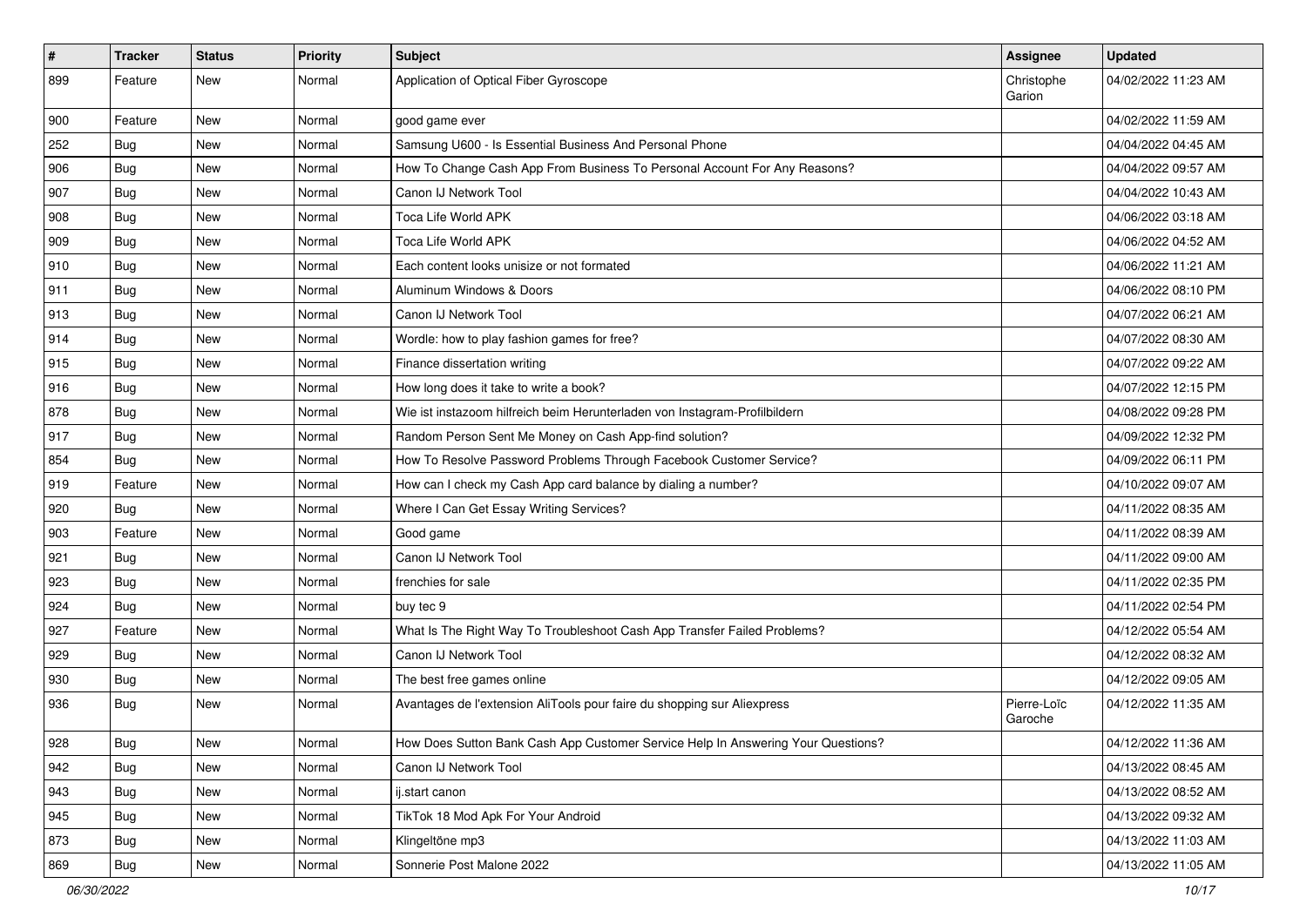| # | Tracker | Status | Priority | Subject | Assignee | Updated |
|---|---|---|---|---|---|---|
| 899 | Feature | New | Normal | Application of Optical Fiber Gyroscope | Christophe Garion | 04/02/2022 11:23 AM |
| 900 | Feature | New | Normal | good game ever | | 04/02/2022 11:59 AM |
| 252 | Bug | New | Normal | Samsung U600 - Is Essential Business And Personal Phone | | 04/04/2022 04:45 AM |
| 906 | Bug | New | Normal | How To Change Cash App From Business To Personal Account For Any Reasons? | | 04/04/2022 09:57 AM |
| 907 | Bug | New | Normal | Canon IJ Network Tool | | 04/04/2022 10:43 AM |
| 908 | Bug | New | Normal | Toca Life World APK | | 04/06/2022 03:18 AM |
| 909 | Bug | New | Normal | Toca Life World APK | | 04/06/2022 04:52 AM |
| 910 | Bug | New | Normal | Each content looks unisize or not formated | | 04/06/2022 11:21 AM |
| 911 | Bug | New | Normal | Aluminum Windows & Doors | | 04/06/2022 08:10 PM |
| 913 | Bug | New | Normal | Canon IJ Network Tool | | 04/07/2022 06:21 AM |
| 914 | Bug | New | Normal | Wordle: how to play fashion games for free? | | 04/07/2022 08:30 AM |
| 915 | Bug | New | Normal | Finance dissertation writing | | 04/07/2022 09:22 AM |
| 916 | Bug | New | Normal | How long does it take to write a book? | | 04/07/2022 12:15 PM |
| 878 | Bug | New | Normal | Wie ist instazoom hilfreich beim Herunterladen von Instagram-Profilbildern | | 04/08/2022 09:28 PM |
| 917 | Bug | New | Normal | Random Person Sent Me Money on Cash App-find solution? | | 04/09/2022 12:32 PM |
| 854 | Bug | New | Normal | How To Resolve Password Problems Through Facebook Customer Service? | | 04/09/2022 06:11 PM |
| 919 | Feature | New | Normal | How can I check my Cash App card balance by dialing a number? | | 04/10/2022 09:07 AM |
| 920 | Bug | New | Normal | Where I Can Get Essay Writing Services? | | 04/11/2022 08:35 AM |
| 903 | Feature | New | Normal | Good game | | 04/11/2022 08:39 AM |
| 921 | Bug | New | Normal | Canon IJ Network Tool | | 04/11/2022 09:00 AM |
| 923 | Bug | New | Normal | frenchies for sale | | 04/11/2022 02:35 PM |
| 924 | Bug | New | Normal | buy tec 9 | | 04/11/2022 02:54 PM |
| 927 | Feature | New | Normal | What Is The Right Way To Troubleshoot Cash App Transfer Failed Problems? | | 04/12/2022 05:54 AM |
| 929 | Bug | New | Normal | Canon IJ Network Tool | | 04/12/2022 08:32 AM |
| 930 | Bug | New | Normal | The best free games online | | 04/12/2022 09:05 AM |
| 936 | Bug | New | Normal | Avantages de l'extension AliTools pour faire du shopping sur Aliexpress | Pierre-Loïc Garoche | 04/12/2022 11:35 AM |
| 928 | Bug | New | Normal | How Does Sutton Bank Cash App Customer Service Help In Answering Your Questions? | | 04/12/2022 11:36 AM |
| 942 | Bug | New | Normal | Canon IJ Network Tool | | 04/13/2022 08:45 AM |
| 943 | Bug | New | Normal | ij.start canon | | 04/13/2022 08:52 AM |
| 945 | Bug | New | Normal | TikTok 18 Mod Apk For Your Android | | 04/13/2022 09:32 AM |
| 873 | Bug | New | Normal | Klingeltöne mp3 | | 04/13/2022 11:03 AM |
| 869 | Bug | New | Normal | Sonnerie Post Malone 2022 | | 04/13/2022 11:05 AM |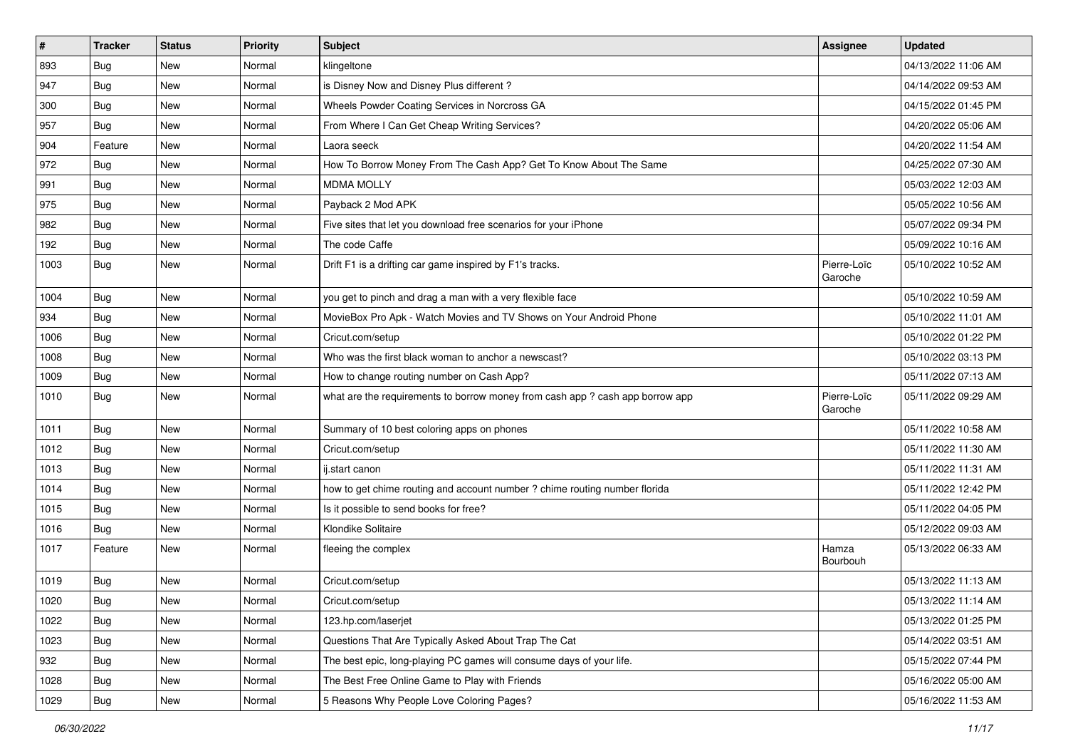| # | Tracker | Status | Priority | Subject | Assignee | Updated |
|---|---|---|---|---|---|---|
| 893 | Bug | New | Normal | klingeltone | | 04/13/2022 11:06 AM |
| 947 | Bug | New | Normal | is Disney Now and Disney Plus different ? | | 04/14/2022 09:53 AM |
| 300 | Bug | New | Normal | Wheels Powder Coating Services in Norcross GA | | 04/15/2022 01:45 PM |
| 957 | Bug | New | Normal | From Where I Can Get Cheap Writing Services? | | 04/20/2022 05:06 AM |
| 904 | Feature | New | Normal | Laora seeck | | 04/20/2022 11:54 AM |
| 972 | Bug | New | Normal | How To Borrow Money From The Cash App? Get To Know About The Same | | 04/25/2022 07:30 AM |
| 991 | Bug | New | Normal | MDMA MOLLY | | 05/03/2022 12:03 AM |
| 975 | Bug | New | Normal | Payback 2 Mod APK | | 05/05/2022 10:56 AM |
| 982 | Bug | New | Normal | Five sites that let you download free scenarios for your iPhone | | 05/07/2022 09:34 PM |
| 192 | Bug | New | Normal | The code Caffe | | 05/09/2022 10:16 AM |
| 1003 | Bug | New | Normal | Drift F1 is a drifting car game inspired by F1's tracks. | Pierre-Loïc Garoche | 05/10/2022 10:52 AM |
| 1004 | Bug | New | Normal | you get to pinch and drag a man with a very flexible face | | 05/10/2022 10:59 AM |
| 934 | Bug | New | Normal | MovieBox Pro Apk - Watch Movies and TV Shows on Your Android Phone | | 05/10/2022 11:01 AM |
| 1006 | Bug | New | Normal | Cricut.com/setup | | 05/10/2022 01:22 PM |
| 1008 | Bug | New | Normal | Who was the first black woman to anchor a newscast? | | 05/10/2022 03:13 PM |
| 1009 | Bug | New | Normal | How to change routing number on Cash App? | | 05/11/2022 07:13 AM |
| 1010 | Bug | New | Normal | what are the requirements to borrow money from cash app ? cash app borrow app | Pierre-Loïc Garoche | 05/11/2022 09:29 AM |
| 1011 | Bug | New | Normal | Summary of 10 best coloring apps on phones | | 05/11/2022 10:58 AM |
| 1012 | Bug | New | Normal | Cricut.com/setup | | 05/11/2022 11:30 AM |
| 1013 | Bug | New | Normal | ij.start canon | | 05/11/2022 11:31 AM |
| 1014 | Bug | New | Normal | how to get chime routing and account number ? chime routing number florida | | 05/11/2022 12:42 PM |
| 1015 | Bug | New | Normal | Is it possible to send books for free? | | 05/11/2022 04:05 PM |
| 1016 | Bug | New | Normal | Klondike Solitaire | | 05/12/2022 09:03 AM |
| 1017 | Feature | New | Normal | fleeing the complex | Hamza Bourbouh | 05/13/2022 06:33 AM |
| 1019 | Bug | New | Normal | Cricut.com/setup | | 05/13/2022 11:13 AM |
| 1020 | Bug | New | Normal | Cricut.com/setup | | 05/13/2022 11:14 AM |
| 1022 | Bug | New | Normal | 123.hp.com/laserjet | | 05/13/2022 01:25 PM |
| 1023 | Bug | New | Normal | Questions That Are Typically Asked About Trap The Cat | | 05/14/2022 03:51 AM |
| 932 | Bug | New | Normal | The best epic, long-playing PC games will consume days of your life. | | 05/15/2022 07:44 PM |
| 1028 | Bug | New | Normal | The Best Free Online Game to Play with Friends | | 05/16/2022 05:00 AM |
| 1029 | Bug | New | Normal | 5 Reasons Why People Love Coloring Pages? | | 05/16/2022 11:53 AM |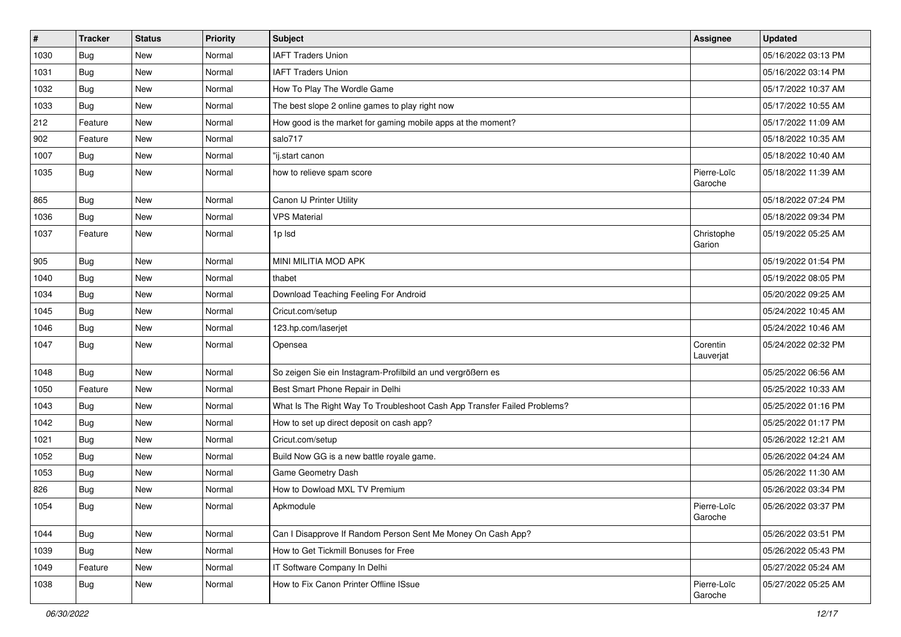| # | Tracker | Status | Priority | Subject | Assignee | Updated |
|---|---|---|---|---|---|---|
| 1030 | Bug | New | Normal | IAFT Traders Union | | 05/16/2022 03:13 PM |
| 1031 | Bug | New | Normal | IAFT Traders Union | | 05/16/2022 03:14 PM |
| 1032 | Bug | New | Normal | How To Play The Wordle Game | | 05/17/2022 10:37 AM |
| 1033 | Bug | New | Normal | The best slope 2 online games to play right now | | 05/17/2022 10:55 AM |
| 212 | Feature | New | Normal | How good is the market for gaming mobile apps at the moment? | | 05/17/2022 11:09 AM |
| 902 | Feature | New | Normal | salo717 | | 05/18/2022 10:35 AM |
| 1007 | Bug | New | Normal | "ij.start canon | | 05/18/2022 10:40 AM |
| 1035 | Bug | New | Normal | how to relieve spam score | Pierre-Loïc Garoche | 05/18/2022 11:39 AM |
| 865 | Bug | New | Normal | Canon IJ Printer Utility | | 05/18/2022 07:24 PM |
| 1036 | Bug | New | Normal | VPS Material | | 05/18/2022 09:34 PM |
| 1037 | Feature | New | Normal | 1p lsd | Christophe Garion | 05/19/2022 05:25 AM |
| 905 | Bug | New | Normal | MINI MILITIA MOD APK | | 05/19/2022 01:54 PM |
| 1040 | Bug | New | Normal | thabet | | 05/19/2022 08:05 PM |
| 1034 | Bug | New | Normal | Download Teaching Feeling For Android | | 05/20/2022 09:25 AM |
| 1045 | Bug | New | Normal | Cricut.com/setup | | 05/24/2022 10:45 AM |
| 1046 | Bug | New | Normal | 123.hp.com/laserjet | | 05/24/2022 10:46 AM |
| 1047 | Bug | New | Normal | Opensea | Corentin Lauverjat | 05/24/2022 02:32 PM |
| 1048 | Bug | New | Normal | So zeigen Sie ein Instagram-Profilbild an und vergrößern es | | 05/25/2022 06:56 AM |
| 1050 | Feature | New | Normal | Best Smart Phone Repair in Delhi | | 05/25/2022 10:33 AM |
| 1043 | Bug | New | Normal | What Is The Right Way To Troubleshoot Cash App Transfer Failed Problems? | | 05/25/2022 01:16 PM |
| 1042 | Bug | New | Normal | How to set up direct deposit on cash app? | | 05/25/2022 01:17 PM |
| 1021 | Bug | New | Normal | Cricut.com/setup | | 05/26/2022 12:21 AM |
| 1052 | Bug | New | Normal | Build Now GG is a new battle royale game. | | 05/26/2022 04:24 AM |
| 1053 | Bug | New | Normal | Game Geometry Dash | | 05/26/2022 11:30 AM |
| 826 | Bug | New | Normal | How to Dowload MXL TV Premium | | 05/26/2022 03:34 PM |
| 1054 | Bug | New | Normal | Apkmodule | Pierre-Loïc Garoche | 05/26/2022 03:37 PM |
| 1044 | Bug | New | Normal | Can I Disapprove If Random Person Sent Me Money On Cash App? | | 05/26/2022 03:51 PM |
| 1039 | Bug | New | Normal | How to Get Tickmill Bonuses for Free | | 05/26/2022 05:43 PM |
| 1049 | Feature | New | Normal | IT Software Company In Delhi | | 05/27/2022 05:24 AM |
| 1038 | Bug | New | Normal | How to Fix Canon Printer Offline ISsue | Pierre-Loïc Garoche | 05/27/2022 05:25 AM |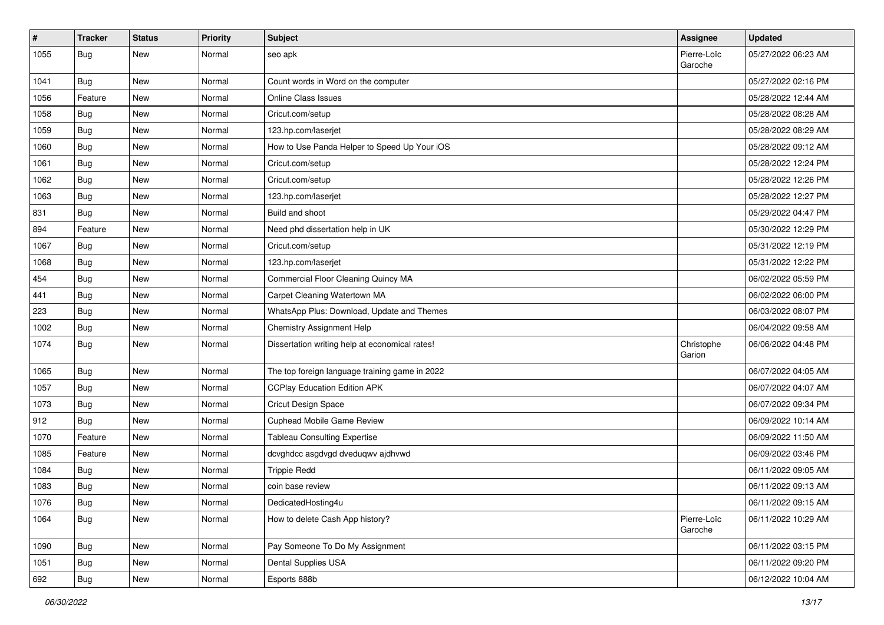| # | Tracker | Status | Priority | Subject | Assignee | Updated |
|---|---|---|---|---|---|---|
| 1055 | Bug | New | Normal | seo apk | Pierre-Loïc Garoche | 05/27/2022 06:23 AM |
| 1041 | Bug | New | Normal | Count words in Word on the computer | | 05/27/2022 02:16 PM |
| 1056 | Feature | New | Normal | Online Class Issues | | 05/28/2022 12:44 AM |
| 1058 | Bug | New | Normal | Cricut.com/setup | | 05/28/2022 08:28 AM |
| 1059 | Bug | New | Normal | 123.hp.com/laserjet | | 05/28/2022 08:29 AM |
| 1060 | Bug | New | Normal | How to Use Panda Helper to Speed Up Your iOS | | 05/28/2022 09:12 AM |
| 1061 | Bug | New | Normal | Cricut.com/setup | | 05/28/2022 12:24 PM |
| 1062 | Bug | New | Normal | Cricut.com/setup | | 05/28/2022 12:26 PM |
| 1063 | Bug | New | Normal | 123.hp.com/laserjet | | 05/28/2022 12:27 PM |
| 831 | Bug | New | Normal | Build and shoot | | 05/29/2022 04:47 PM |
| 894 | Feature | New | Normal | Need phd dissertation help in UK | | 05/30/2022 12:29 PM |
| 1067 | Bug | New | Normal | Cricut.com/setup | | 05/31/2022 12:19 PM |
| 1068 | Bug | New | Normal | 123.hp.com/laserjet | | 05/31/2022 12:22 PM |
| 454 | Bug | New | Normal | Commercial Floor Cleaning Quincy MA | | 06/02/2022 05:59 PM |
| 441 | Bug | New | Normal | Carpet Cleaning Watertown MA | | 06/02/2022 06:00 PM |
| 223 | Bug | New | Normal | WhatsApp Plus: Download, Update and Themes | | 06/03/2022 08:07 PM |
| 1002 | Bug | New | Normal | Chemistry Assignment Help | | 06/04/2022 09:58 AM |
| 1074 | Bug | New | Normal | Dissertation writing help at economical rates! | Christophe Garion | 06/06/2022 04:48 PM |
| 1065 | Bug | New | Normal | The top foreign language training game in 2022 | | 06/07/2022 04:05 AM |
| 1057 | Bug | New | Normal | CCPlay Education Edition APK | | 06/07/2022 04:07 AM |
| 1073 | Bug | New | Normal | Cricut Design Space | | 06/07/2022 09:34 PM |
| 912 | Bug | New | Normal | Cuphead Mobile Game Review | | 06/09/2022 10:14 AM |
| 1070 | Feature | New | Normal | Tableau Consulting Expertise | | 06/09/2022 11:50 AM |
| 1085 | Feature | New | Normal | dcvghdcc asgdvgd dveduqwv ajdhvwd | | 06/09/2022 03:46 PM |
| 1084 | Bug | New | Normal | Trippie Redd | | 06/11/2022 09:05 AM |
| 1083 | Bug | New | Normal | coin base review | | 06/11/2022 09:13 AM |
| 1076 | Bug | New | Normal | DedicatedHosting4u | | 06/11/2022 09:15 AM |
| 1064 | Bug | New | Normal | How to delete Cash App history? | Pierre-Loïc Garoche | 06/11/2022 10:29 AM |
| 1090 | Bug | New | Normal | Pay Someone To Do My Assignment | | 06/11/2022 03:15 PM |
| 1051 | Bug | New | Normal | Dental Supplies USA | | 06/11/2022 09:20 PM |
| 692 | Bug | New | Normal | Esports 888b | | 06/12/2022 10:04 AM |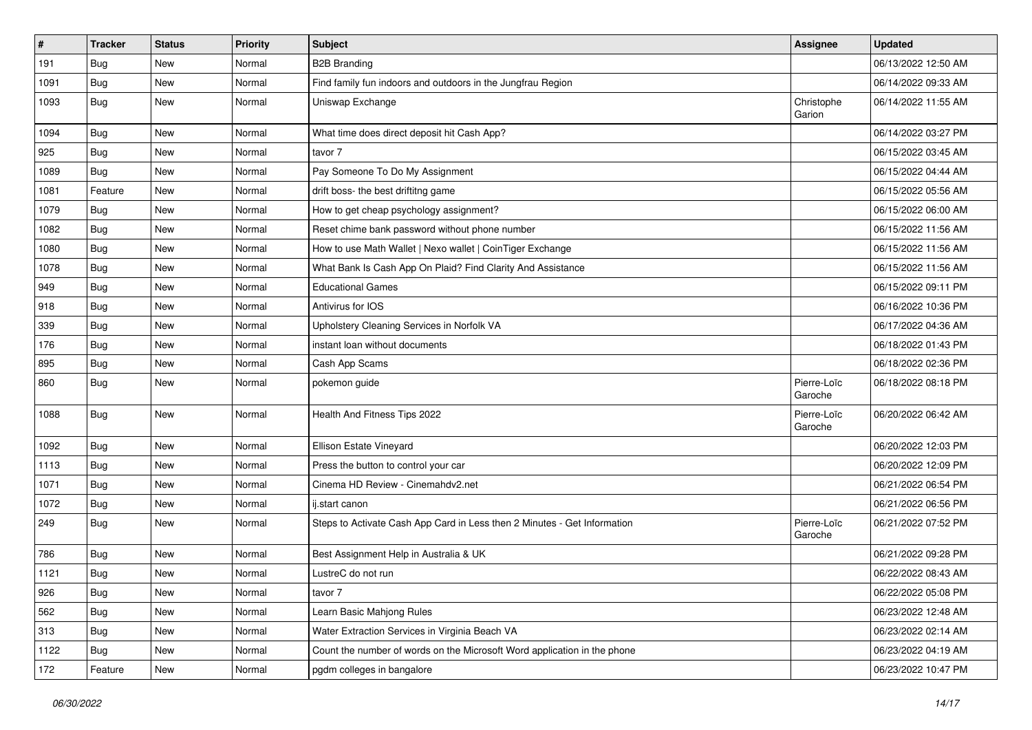| # | Tracker | Status | Priority | Subject | Assignee | Updated |
|---|---|---|---|---|---|---|
| 191 | Bug | New | Normal | B2B Branding | | 06/13/2022 12:50 AM |
| 1091 | Bug | New | Normal | Find family fun indoors and outdoors in the Jungfrau Region | | 06/14/2022 09:33 AM |
| 1093 | Bug | New | Normal | Uniswap Exchange | Christophe Garion | 06/14/2022 11:55 AM |
| 1094 | Bug | New | Normal | What time does direct deposit hit Cash App? | | 06/14/2022 03:27 PM |
| 925 | Bug | New | Normal | tavor 7 | | 06/15/2022 03:45 AM |
| 1089 | Bug | New | Normal | Pay Someone To Do My Assignment | | 06/15/2022 04:44 AM |
| 1081 | Feature | New | Normal | drift boss- the best driftitng game | | 06/15/2022 05:56 AM |
| 1079 | Bug | New | Normal | How to get cheap psychology assignment? | | 06/15/2022 06:00 AM |
| 1082 | Bug | New | Normal | Reset chime bank password without phone number | | 06/15/2022 11:56 AM |
| 1080 | Bug | New | Normal | How to use Math Wallet \| Nexo wallet \| CoinTiger Exchange | | 06/15/2022 11:56 AM |
| 1078 | Bug | New | Normal | What Bank Is Cash App On Plaid? Find Clarity And Assistance | | 06/15/2022 11:56 AM |
| 949 | Bug | New | Normal | Educational Games | | 06/15/2022 09:11 PM |
| 918 | Bug | New | Normal | Antivirus for IOS | | 06/16/2022 10:36 PM |
| 339 | Bug | New | Normal | Upholstery Cleaning Services in Norfolk VA | | 06/17/2022 04:36 AM |
| 176 | Bug | New | Normal | instant loan without documents | | 06/18/2022 01:43 PM |
| 895 | Bug | New | Normal | Cash App Scams | | 06/18/2022 02:36 PM |
| 860 | Bug | New | Normal | pokemon guide | Pierre-Loïc Garoche | 06/18/2022 08:18 PM |
| 1088 | Bug | New | Normal | Health And Fitness Tips 2022 | Pierre-Loïc Garoche | 06/20/2022 06:42 AM |
| 1092 | Bug | New | Normal | Ellison Estate Vineyard | | 06/20/2022 12:03 PM |
| 1113 | Bug | New | Normal | Press the button to control your car | | 06/20/2022 12:09 PM |
| 1071 | Bug | New | Normal | Cinema HD Review - Cinemahdv2.net | | 06/21/2022 06:54 PM |
| 1072 | Bug | New | Normal | ij.start canon | | 06/21/2022 06:56 PM |
| 249 | Bug | New | Normal | Steps to Activate Cash App Card in Less then 2 Minutes - Get Information | Pierre-Loïc Garoche | 06/21/2022 07:52 PM |
| 786 | Bug | New | Normal | Best Assignment Help in Australia & UK | | 06/21/2022 09:28 PM |
| 1121 | Bug | New | Normal | LustreC do not run | | 06/22/2022 08:43 AM |
| 926 | Bug | New | Normal | tavor 7 | | 06/22/2022 05:08 PM |
| 562 | Bug | New | Normal | Learn Basic Mahjong Rules | | 06/23/2022 12:48 AM |
| 313 | Bug | New | Normal | Water Extraction Services in Virginia Beach VA | | 06/23/2022 02:14 AM |
| 1122 | Bug | New | Normal | Count the number of words on the Microsoft Word application in the phone | | 06/23/2022 04:19 AM |
| 172 | Feature | New | Normal | pgdm colleges in bangalore | | 06/23/2022 10:47 PM |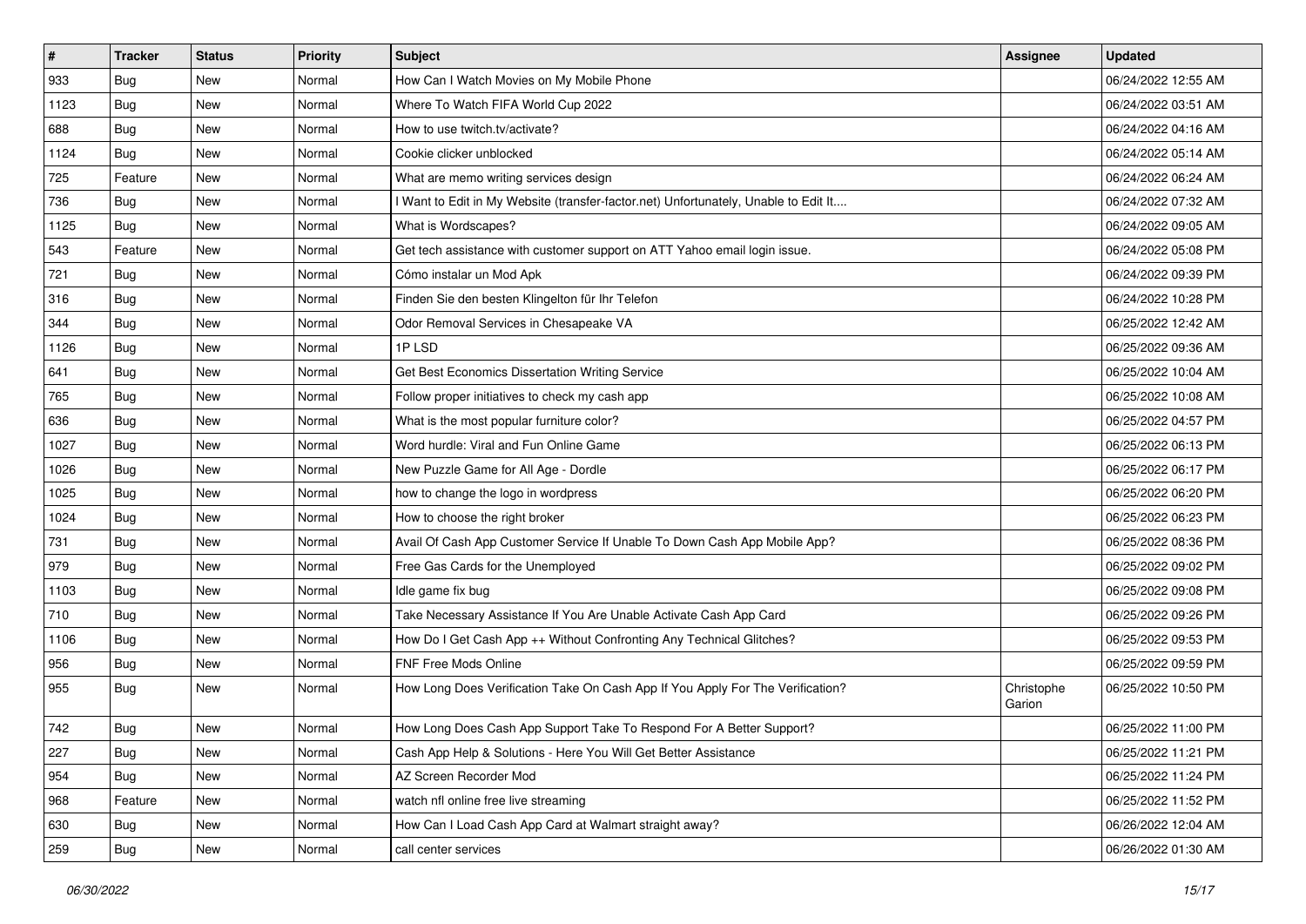| # | Tracker | Status | Priority | Subject | Assignee | Updated |
|---|---|---|---|---|---|---|
| 933 | Bug | New | Normal | How Can I Watch Movies on My Mobile Phone | | 06/24/2022 12:55 AM |
| 1123 | Bug | New | Normal | Where To Watch FIFA World Cup 2022 | | 06/24/2022 03:51 AM |
| 688 | Bug | New | Normal | How to use twitch.tv/activate? | | 06/24/2022 04:16 AM |
| 1124 | Bug | New | Normal | Cookie clicker unblocked | | 06/24/2022 05:14 AM |
| 725 | Feature | New | Normal | What are memo writing services design | | 06/24/2022 06:24 AM |
| 736 | Bug | New | Normal | I Want to Edit in My Website (transfer-factor.net) Unfortunately, Unable to Edit It.... | | 06/24/2022 07:32 AM |
| 1125 | Bug | New | Normal | What is Wordscapes? | | 06/24/2022 09:05 AM |
| 543 | Feature | New | Normal | Get tech assistance with customer support on ATT Yahoo email login issue. | | 06/24/2022 05:08 PM |
| 721 | Bug | New | Normal | Cómo instalar un Mod Apk | | 06/24/2022 09:39 PM |
| 316 | Bug | New | Normal | Finden Sie den besten Klingelton für Ihr Telefon | | 06/24/2022 10:28 PM |
| 344 | Bug | New | Normal | Odor Removal Services in Chesapeake VA | | 06/25/2022 12:42 AM |
| 1126 | Bug | New | Normal | 1P LSD | | 06/25/2022 09:36 AM |
| 641 | Bug | New | Normal | Get Best Economics Dissertation Writing Service | | 06/25/2022 10:04 AM |
| 765 | Bug | New | Normal | Follow proper initiatives to check my cash app | | 06/25/2022 10:08 AM |
| 636 | Bug | New | Normal | What is the most popular furniture color? | | 06/25/2022 04:57 PM |
| 1027 | Bug | New | Normal | Word hurdle: Viral and Fun Online Game | | 06/25/2022 06:13 PM |
| 1026 | Bug | New | Normal | New Puzzle Game for All Age - Dordle | | 06/25/2022 06:17 PM |
| 1025 | Bug | New | Normal | how to change the logo in wordpress | | 06/25/2022 06:20 PM |
| 1024 | Bug | New | Normal | How to choose the right broker | | 06/25/2022 06:23 PM |
| 731 | Bug | New | Normal | Avail Of Cash App Customer Service If Unable To Down Cash App Mobile App? | | 06/25/2022 08:36 PM |
| 979 | Bug | New | Normal | Free Gas Cards for the Unemployed | | 06/25/2022 09:02 PM |
| 1103 | Bug | New | Normal | Idle game fix bug | | 06/25/2022 09:08 PM |
| 710 | Bug | New | Normal | Take Necessary Assistance If You Are Unable Activate Cash App Card | | 06/25/2022 09:26 PM |
| 1106 | Bug | New | Normal | How Do I Get Cash App ++ Without Confronting Any Technical Glitches? | | 06/25/2022 09:53 PM |
| 956 | Bug | New | Normal | FNF Free Mods Online | | 06/25/2022 09:59 PM |
| 955 | Bug | New | Normal | How Long Does Verification Take On Cash App If You Apply For The Verification? | Christophe Garion | 06/25/2022 10:50 PM |
| 742 | Bug | New | Normal | How Long Does Cash App Support Take To Respond For A Better Support? | | 06/25/2022 11:00 PM |
| 227 | Bug | New | Normal | Cash App Help & Solutions - Here You Will Get Better Assistance | | 06/25/2022 11:21 PM |
| 954 | Bug | New | Normal | AZ Screen Recorder Mod | | 06/25/2022 11:24 PM |
| 968 | Feature | New | Normal | watch nfl online free live streaming | | 06/25/2022 11:52 PM |
| 630 | Bug | New | Normal | How Can I Load Cash App Card at Walmart straight away? | | 06/26/2022 12:04 AM |
| 259 | Bug | New | Normal | call center services | | 06/26/2022 01:30 AM |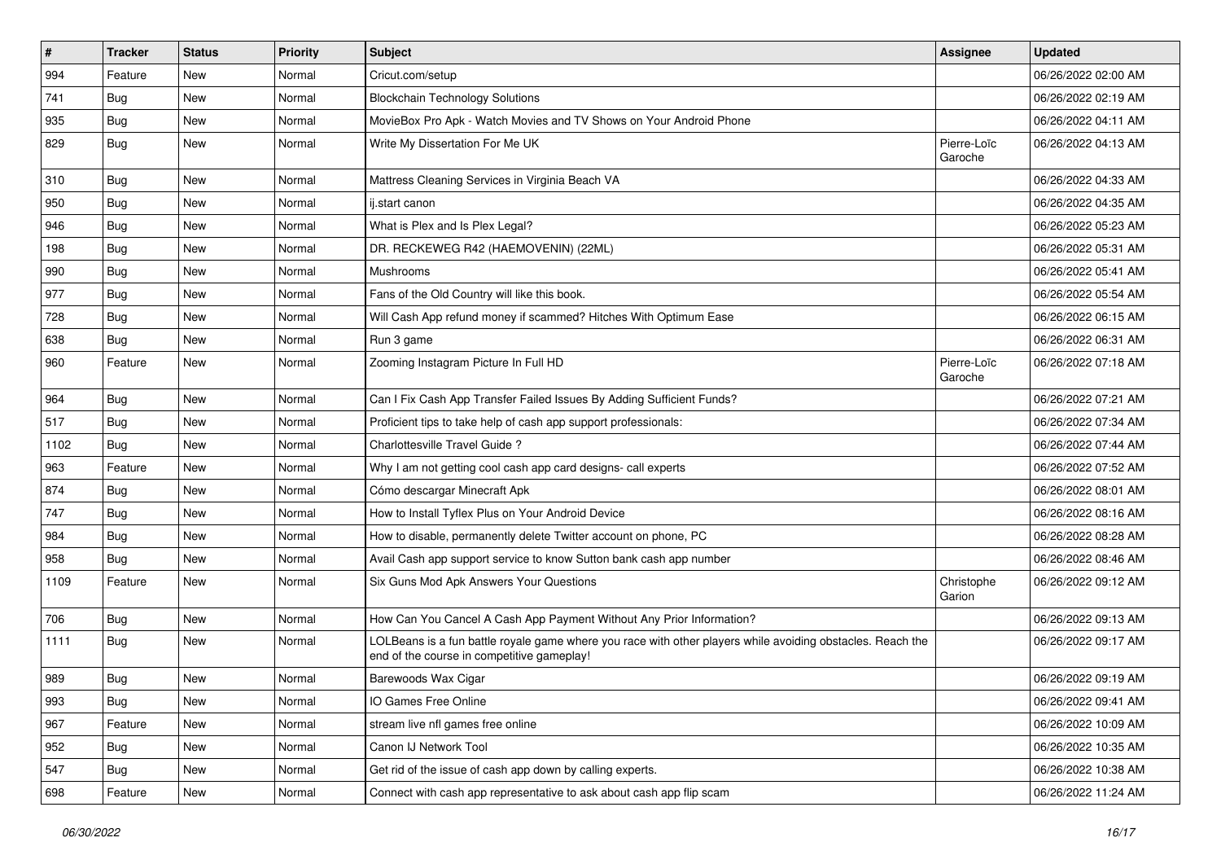| # | Tracker | Status | Priority | Subject | Assignee | Updated |
|---|---|---|---|---|---|---|
| 994 | Feature | New | Normal | Cricut.com/setup | | 06/26/2022 02:00 AM |
| 741 | Bug | New | Normal | Blockchain Technology Solutions | | 06/26/2022 02:19 AM |
| 935 | Bug | New | Normal | MovieBox Pro Apk - Watch Movies and TV Shows on Your Android Phone | | 06/26/2022 04:11 AM |
| 829 | Bug | New | Normal | Write My Dissertation For Me UK | Pierre-Loïc Garoche | 06/26/2022 04:13 AM |
| 310 | Bug | New | Normal | Mattress Cleaning Services in Virginia Beach VA | | 06/26/2022 04:33 AM |
| 950 | Bug | New | Normal | ij.start canon | | 06/26/2022 04:35 AM |
| 946 | Bug | New | Normal | What is Plex and Is Plex Legal? | | 06/26/2022 05:23 AM |
| 198 | Bug | New | Normal | DR. RECKEWEG R42 (HAEMOVENIN) (22ML) | | 06/26/2022 05:31 AM |
| 990 | Bug | New | Normal | Mushrooms | | 06/26/2022 05:41 AM |
| 977 | Bug | New | Normal | Fans of the Old Country will like this book. | | 06/26/2022 05:54 AM |
| 728 | Bug | New | Normal | Will Cash App refund money if scammed? Hitches With Optimum Ease | | 06/26/2022 06:15 AM |
| 638 | Bug | New | Normal | Run 3 game | | 06/26/2022 06:31 AM |
| 960 | Feature | New | Normal | Zooming Instagram Picture In Full HD | Pierre-Loïc Garoche | 06/26/2022 07:18 AM |
| 964 | Bug | New | Normal | Can I Fix Cash App Transfer Failed Issues By Adding Sufficient Funds? | | 06/26/2022 07:21 AM |
| 517 | Bug | New | Normal | Proficient tips to take help of cash app support professionals: | | 06/26/2022 07:34 AM |
| 1102 | Bug | New | Normal | Charlottesville Travel Guide ? | | 06/26/2022 07:44 AM |
| 963 | Feature | New | Normal | Why I am not getting cool cash app card designs- call experts | | 06/26/2022 07:52 AM |
| 874 | Bug | New | Normal | Cómo descargar Minecraft Apk | | 06/26/2022 08:01 AM |
| 747 | Bug | New | Normal | How to Install Tyflex Plus on Your Android Device | | 06/26/2022 08:16 AM |
| 984 | Bug | New | Normal | How to disable, permanently delete Twitter account on phone, PC | | 06/26/2022 08:28 AM |
| 958 | Bug | New | Normal | Avail Cash app support service to know Sutton bank cash app number | | 06/26/2022 08:46 AM |
| 1109 | Feature | New | Normal | Six Guns Mod Apk Answers Your Questions | Christophe Garion | 06/26/2022 09:12 AM |
| 706 | Bug | New | Normal | How Can You Cancel A Cash App Payment Without Any Prior Information? | | 06/26/2022 09:13 AM |
| 1111 | Bug | New | Normal | LOLBeans is a fun battle royale game where you race with other players while avoiding obstacles. Reach the end of the course in competitive gameplay! | | 06/26/2022 09:17 AM |
| 989 | Bug | New | Normal | Barewoods Wax Cigar | | 06/26/2022 09:19 AM |
| 993 | Bug | New | Normal | IO Games Free Online | | 06/26/2022 09:41 AM |
| 967 | Feature | New | Normal | stream live nfl games free online | | 06/26/2022 10:09 AM |
| 952 | Bug | New | Normal | Canon IJ Network Tool | | 06/26/2022 10:35 AM |
| 547 | Bug | New | Normal | Get rid of the issue of cash app down by calling experts. | | 06/26/2022 10:38 AM |
| 698 | Feature | New | Normal | Connect with cash app representative to ask about cash app flip scam | | 06/26/2022 11:24 AM |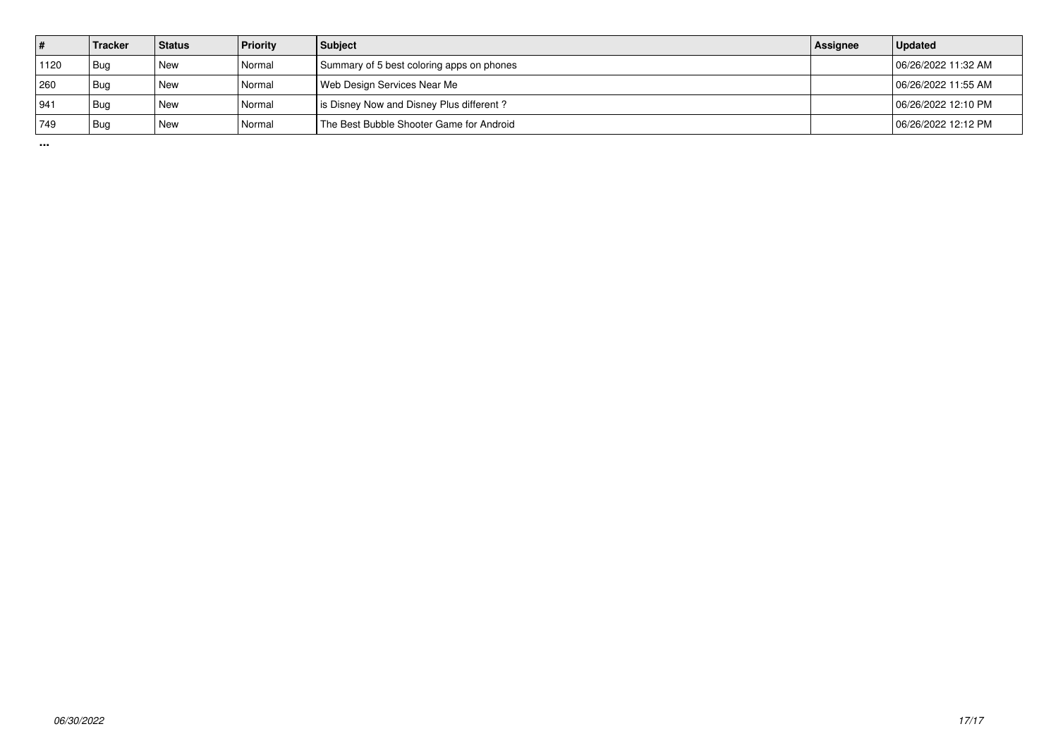| # | Tracker | Status | Priority | Subject | Assignee | Updated |
|---|---|---|---|---|---|---|
| 1120 | Bug | New | Normal | Summary of 5 best coloring apps on phones | | 06/26/2022 11:32 AM |
| 260 | Bug | New | Normal | Web Design Services Near Me | | 06/26/2022 11:55 AM |
| 941 | Bug | New | Normal | is Disney Now and Disney Plus different ? | | 06/26/2022 12:10 PM |
| 749 | Bug | New | Normal | The Best Bubble Shooter Game for Android | | 06/26/2022 12:12 PM |

...